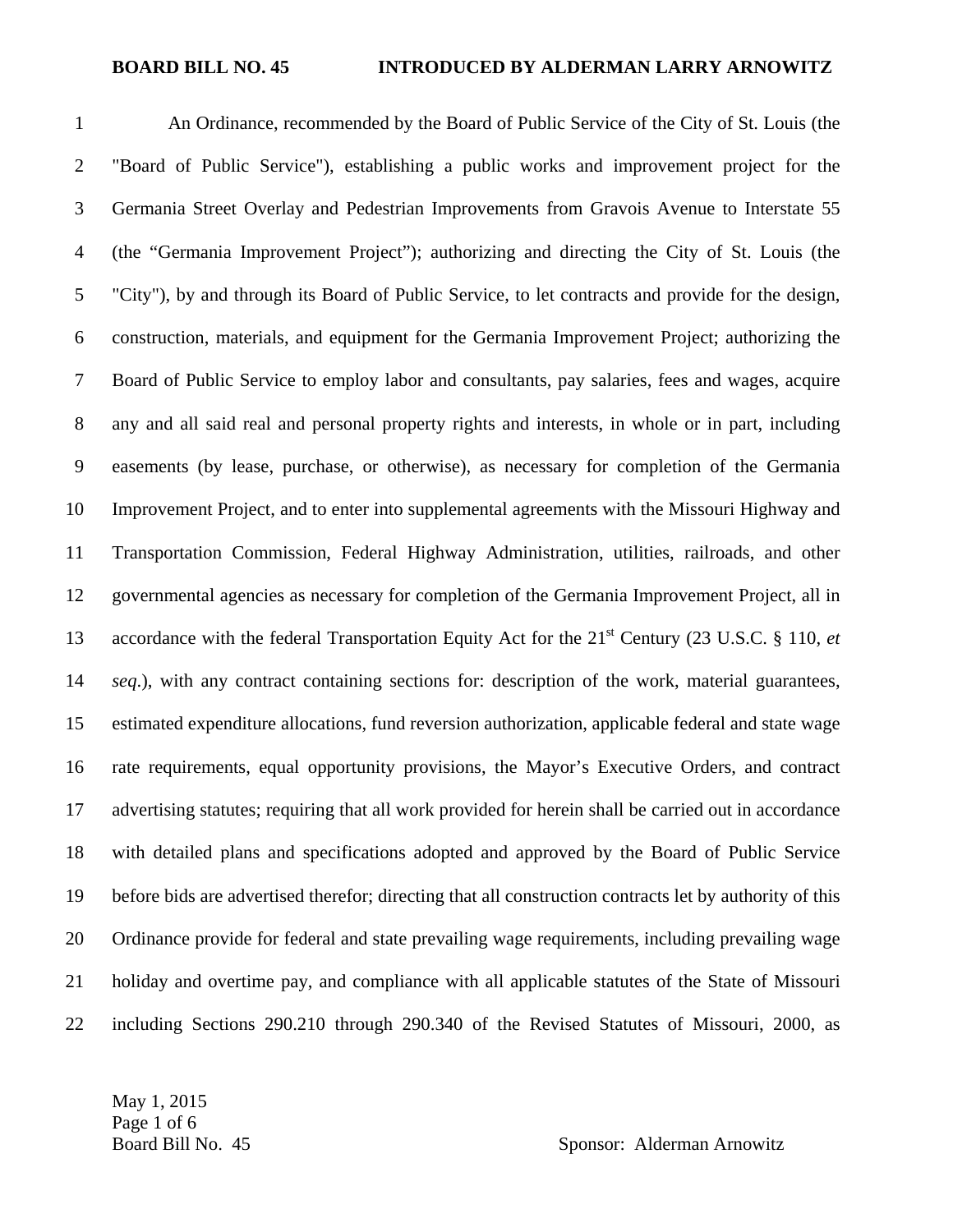**BOARD BILL NO. 45 INTRODUCED BY ALDERMAN LARRY ARNOWITZ**

An Ordinance, recommended by the Board of Public Service of the City of St. Louis (the "Board of Public Service"), establishing a public works and improvement project for the Germania Street Overlay and Pedestrian Improvements from Gravois Avenue to Interstate 55 (the "Germania Improvement Project"); authorizing and directing the City of St. Louis (the "City"), by and through its Board of Public Service, to let contracts and provide for the design, construction, materials, and equipment for the Germania Improvement Project; authorizing the Board of Public Service to employ labor and consultants, pay salaries, fees and wages, acquire any and all said real and personal property rights and interests, in whole or in part, including easements (by lease, purchase, or otherwise), as necessary for completion of the Germania Improvement Project, and to enter into supplemental agreements with the Missouri Highway and Transportation Commission, Federal Highway Administration, utilities, railroads, and other governmental agencies as necessary for completion of the Germania Improvement Project, all in accordance with the federal Transportation Equity Act for the 21st Century (23 U.S.C. § 110, *et seq*.), with any contract containing sections for: description of the work, material guarantees, estimated expenditure allocations, fund reversion authorization, applicable federal and state wage rate requirements, equal opportunity provisions, the Mayor's Executive Orders, and contract advertising statutes; requiring that all work provided for herein shall be carried out in accordance with detailed plans and specifications adopted and approved by the Board of Public Service before bids are advertised therefor; directing that all construction contracts let by authority of this Ordinance provide for federal and state prevailing wage requirements, including prevailing wage holiday and overtime pay, and compliance with all applicable statutes of the State of Missouri including Sections 290.210 through 290.340 of the Revised Statutes of Missouri, 2000, as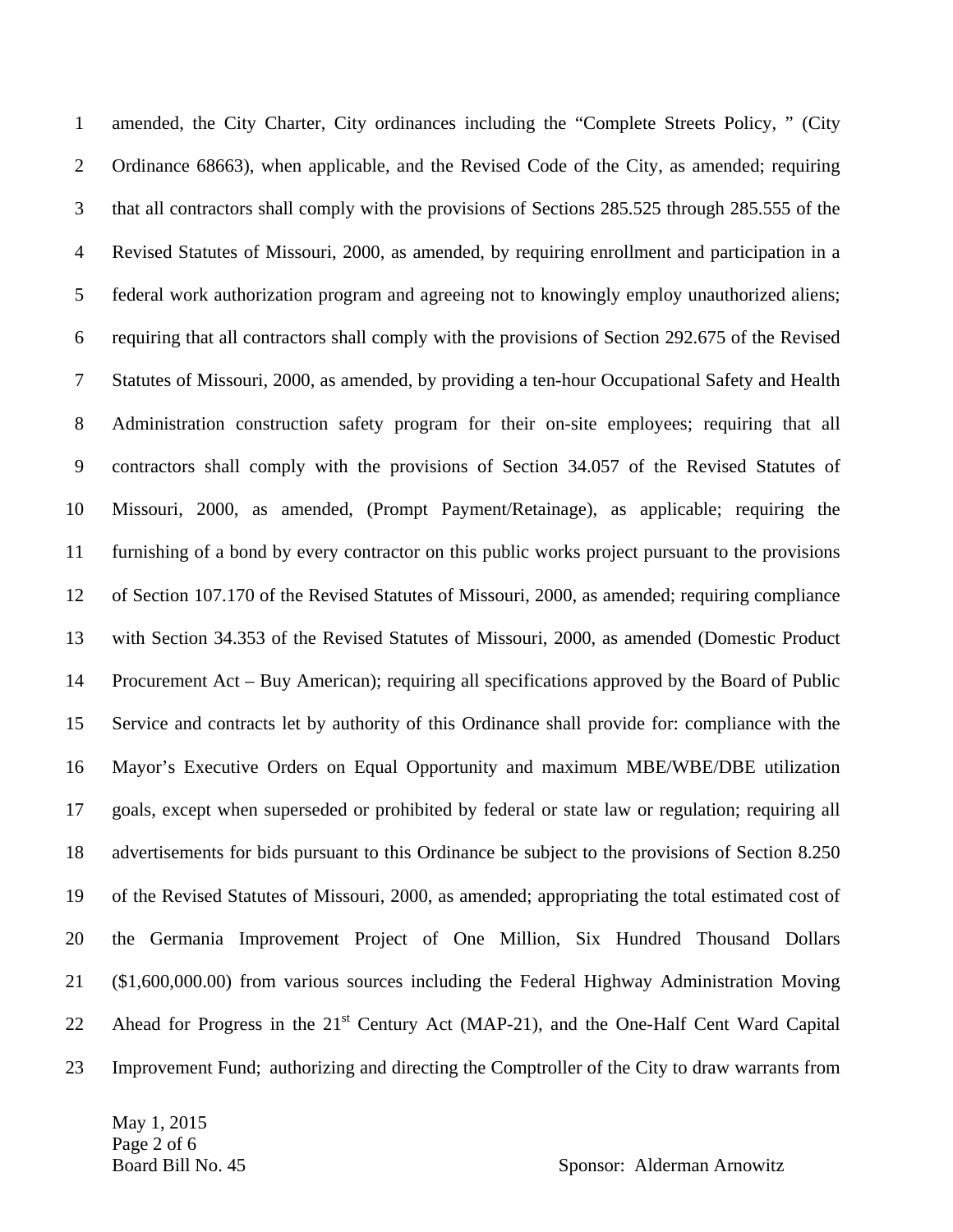amended, the City Charter, City ordinances including the “Complete Streets Policy, ” (City Ordinance 68663), when applicable, and the Revised Code of the City, as amended; requiring that all contractors shall comply with the provisions of Sections 285.525 through 285.555 of the Revised Statutes of Missouri, 2000, as amended, by requiring enrollment and participation in a federal work authorization program and agreeing not to knowingly employ unauthorized aliens; requiring that all contractors shall comply with the provisions of Section 292.675 of the Revised Statutes of Missouri, 2000, as amended, by providing a ten-hour Occupational Safety and Health Administration construction safety program for their on-site employees; requiring that all contractors shall comply with the provisions of Section 34.057 of the Revised Statutes of Missouri, 2000, as amended, (Prompt Payment/Retainage), as applicable; requiring the furnishing of a bond by every contractor on this public works project pursuant to the provisions of Section 107.170 of the Revised Statutes of Missouri, 2000, as amended; requiring compliance with Section 34.353 of the Revised Statutes of Missouri, 2000, as amended (Domestic Product Procurement Act – Buy American); requiring all specifications approved by the Board of Public Service and contracts let by authority of this Ordinance shall provide for: compliance with the Mayor’s Executive Orders on Equal Opportunity and maximum MBE/WBE/DBE utilization goals, except when superseded or prohibited by federal or state law or regulation; requiring all advertisements for bids pursuant to this Ordinance be subject to the provisions of Section 8.250 of the Revised Statutes of Missouri, 2000, as amended; appropriating the total estimated cost of the Germania Improvement Project of One Million, Six Hundred Thousand Dollars ($1,600,000.00) from various sources including the Federal Highway Administration Moving Ahead for Progress in the 21st Century Act (MAP-21), and the One-Half Cent Ward Capital Improvement Fund; authorizing and directing the Comptroller of the City to draw warrants from

May 1, 2015
Board Bill No. 45 Sponsor: Alderman Arnowitz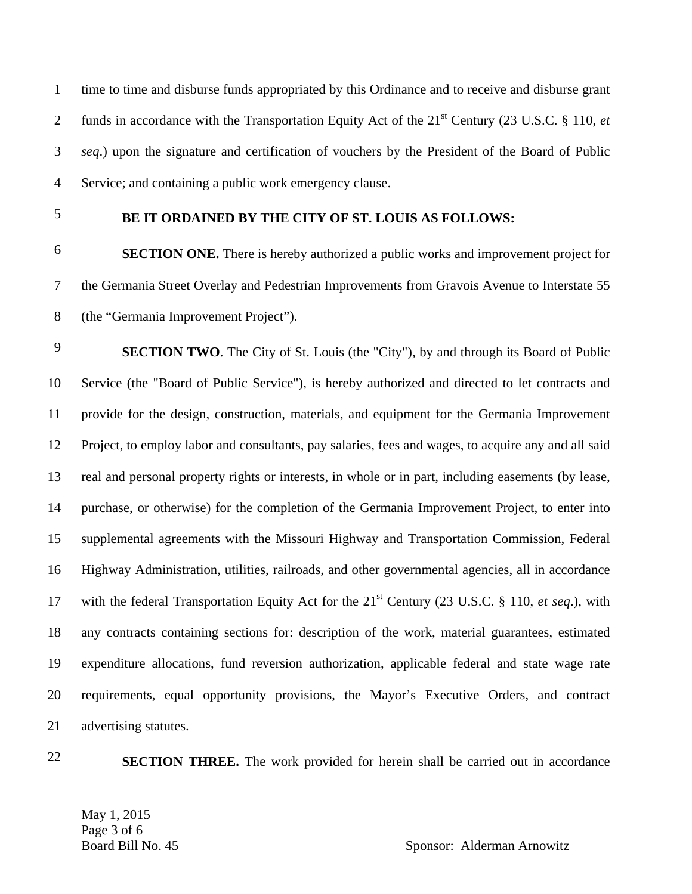time to time and disburse funds appropriated by this Ordinance and to receive and disburse grant funds in accordance with the Transportation Equity Act of the 21st Century (23 U.S.C. § 110, *et seq*.) upon the signature and certification of vouchers by the President of the Board of Public Service; and containing a public work emergency clause.

**BE IT ORDAINED BY THE CITY OF ST. LOUIS AS FOLLOWS:**

**SECTION ONE.** There is hereby authorized a public works and improvement project for the Germania Street Overlay and Pedestrian Improvements from Gravois Avenue to Interstate 55 (the "Germania Improvement Project").

**SECTION TWO**. The City of St. Louis (the "City"), by and through its Board of Public Service (the "Board of Public Service"), is hereby authorized and directed to let contracts and provide for the design, construction, materials, and equipment for the Germania Improvement Project, to employ labor and consultants, pay salaries, fees and wages, to acquire any and all said real and personal property rights or interests, in whole or in part, including easements (by lease, purchase, or otherwise) for the completion of the Germania Improvement Project, to enter into supplemental agreements with the Missouri Highway and Transportation Commission, Federal Highway Administration, utilities, railroads, and other governmental agencies, all in accordance with the federal Transportation Equity Act for the 21st Century (23 U.S.C. § 110, *et seq*.), with any contracts containing sections for: description of the work, material guarantees, estimated expenditure allocations, fund reversion authorization, applicable federal and state wage rate requirements, equal opportunity provisions, the Mayor's Executive Orders, and contract advertising statutes.

**SECTION THREE.** The work provided for herein shall be carried out in accordance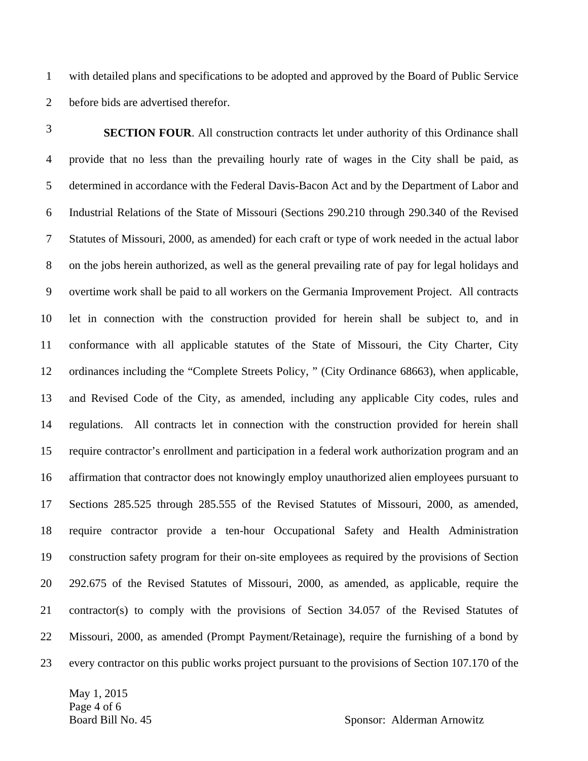with detailed plans and specifications to be adopted and approved by the Board of Public Service before bids are advertised therefor.

**SECTION FOUR**. All construction contracts let under authority of this Ordinance shall provide that no less than the prevailing hourly rate of wages in the City shall be paid, as determined in accordance with the Federal Davis-Bacon Act and by the Department of Labor and Industrial Relations of the State of Missouri (Sections 290.210 through 290.340 of the Revised Statutes of Missouri, 2000, as amended) for each craft or type of work needed in the actual labor on the jobs herein authorized, as well as the general prevailing rate of pay for legal holidays and overtime work shall be paid to all workers on the Germania Improvement Project. All contracts let in connection with the construction provided for herein shall be subject to, and in conformance with all applicable statutes of the State of Missouri, the City Charter, City ordinances including the "Complete Streets Policy, " (City Ordinance 68663), when applicable, and Revised Code of the City, as amended, including any applicable City codes, rules and regulations. All contracts let in connection with the construction provided for herein shall require contractor's enrollment and participation in a federal work authorization program and an affirmation that contractor does not knowingly employ unauthorized alien employees pursuant to Sections 285.525 through 285.555 of the Revised Statutes of Missouri, 2000, as amended, require contractor provide a ten-hour Occupational Safety and Health Administration construction safety program for their on-site employees as required by the provisions of Section 292.675 of the Revised Statutes of Missouri, 2000, as amended, as applicable, require the contractor(s) to comply with the provisions of Section 34.057 of the Revised Statutes of Missouri, 2000, as amended (Prompt Payment/Retainage), require the furnishing of a bond by every contractor on this public works project pursuant to the provisions of Section 107.170 of the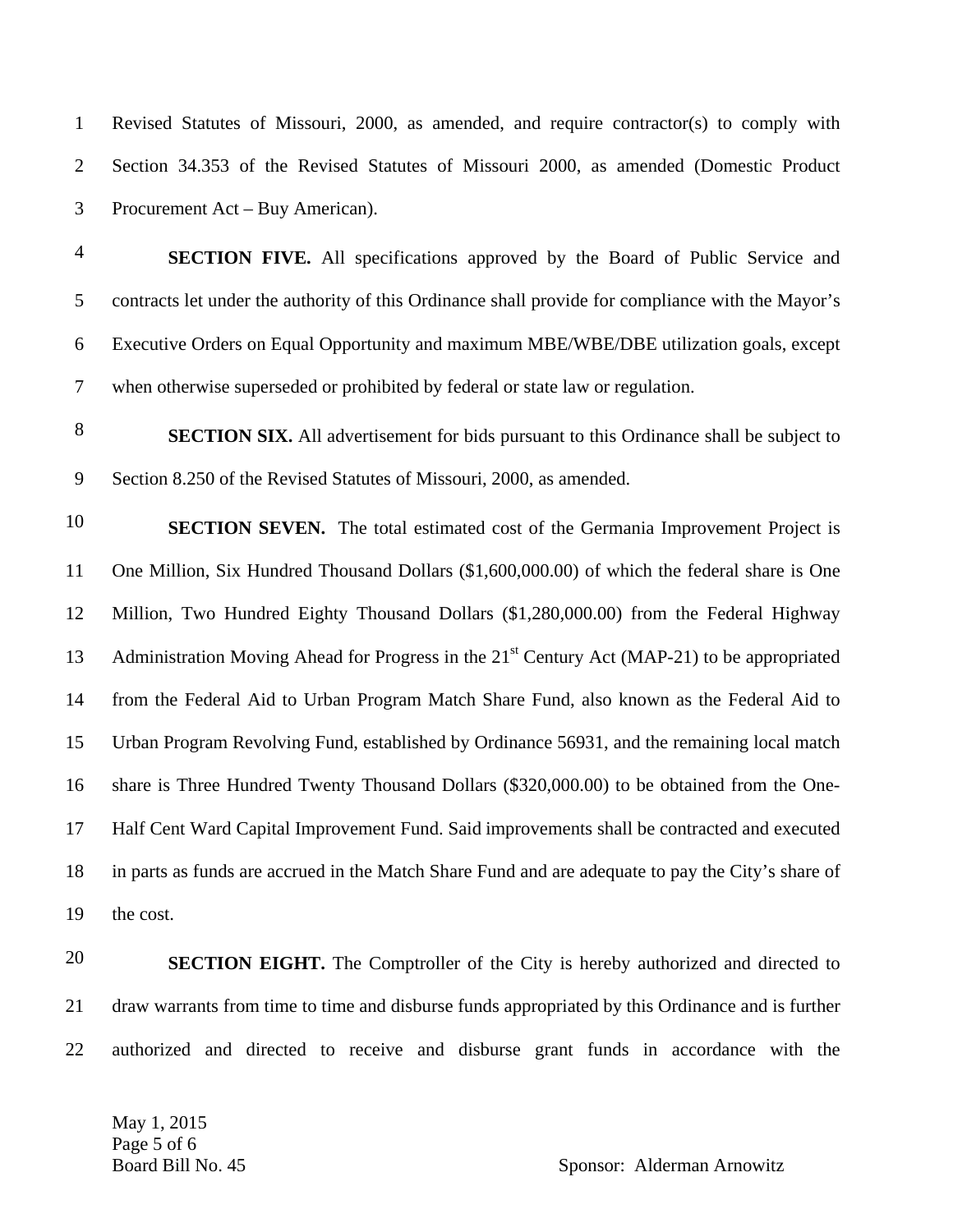Revised Statutes of Missouri, 2000, as amended, and require contractor(s) to comply with Section 34.353 of the Revised Statutes of Missouri 2000, as amended (Domestic Product Procurement Act – Buy American).

**SECTION FIVE.** All specifications approved by the Board of Public Service and contracts let under the authority of this Ordinance shall provide for compliance with the Mayor's Executive Orders on Equal Opportunity and maximum MBE/WBE/DBE utilization goals, except when otherwise superseded or prohibited by federal or state law or regulation.

**SECTION SIX.** All advertisement for bids pursuant to this Ordinance shall be subject to Section 8.250 of the Revised Statutes of Missouri, 2000, as amended.

**SECTION SEVEN.** The total estimated cost of the Germania Improvement Project is One Million, Six Hundred Thousand Dollars ($1,600,000.00) of which the federal share is One Million, Two Hundred Eighty Thousand Dollars ($1,280,000.00) from the Federal Highway Administration Moving Ahead for Progress in the 21st Century Act (MAP-21) to be appropriated from the Federal Aid to Urban Program Match Share Fund, also known as the Federal Aid to Urban Program Revolving Fund, established by Ordinance 56931, and the remaining local match share is Three Hundred Twenty Thousand Dollars ($320,000.00) to be obtained from the One-Half Cent Ward Capital Improvement Fund. Said improvements shall be contracted and executed in parts as funds are accrued in the Match Share Fund and are adequate to pay the City's share of the cost.

**SECTION EIGHT.** The Comptroller of the City is hereby authorized and directed to draw warrants from time to time and disburse funds appropriated by this Ordinance and is further authorized and directed to receive and disburse grant funds in accordance with the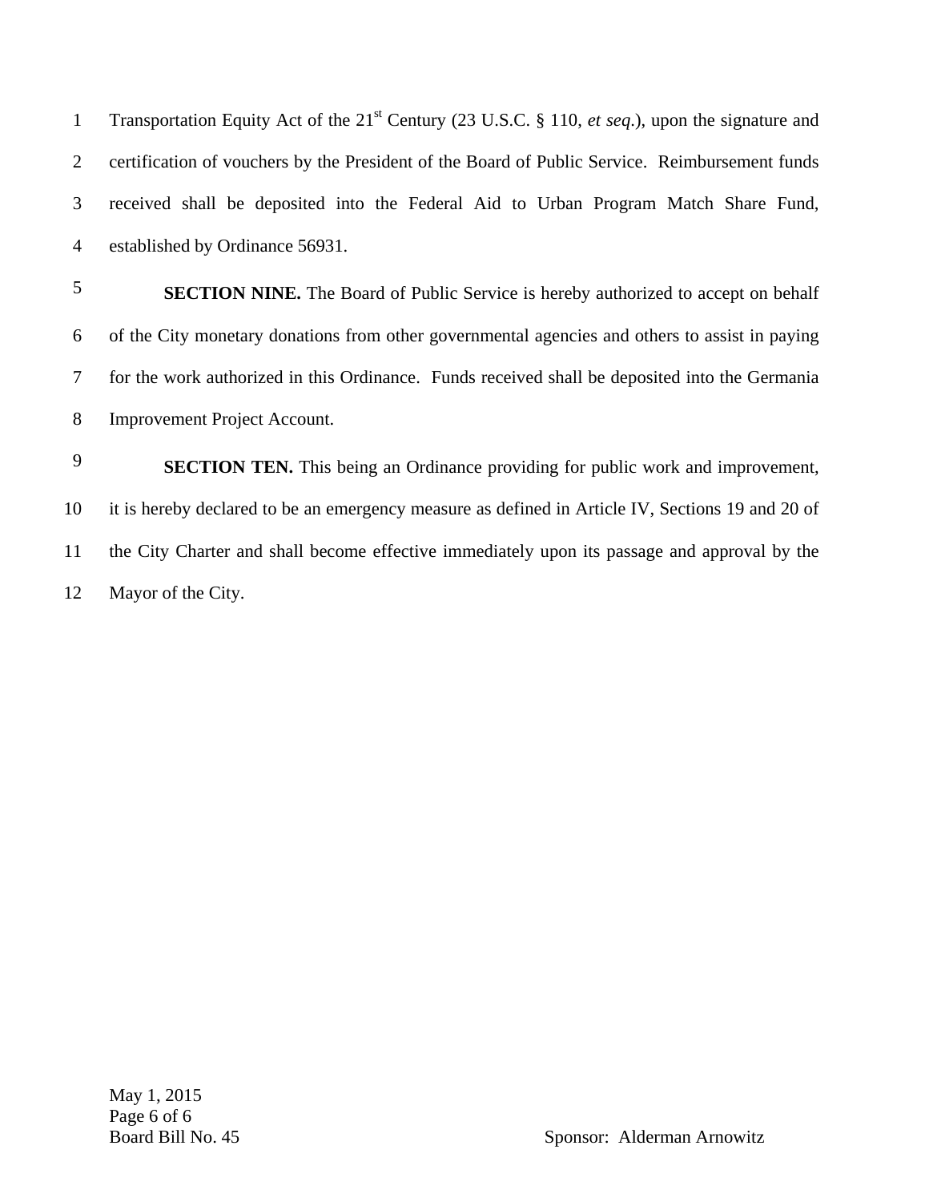Transportation Equity Act of the 21st Century (23 U.S.C. § 110, *et seq.*), upon the signature and certification of vouchers by the President of the Board of Public Service. Reimbursement funds received shall be deposited into the Federal Aid to Urban Program Match Share Fund, established by Ordinance 56931.

**SECTION NINE.** The Board of Public Service is hereby authorized to accept on behalf of the City monetary donations from other governmental agencies and others to assist in paying for the work authorized in this Ordinance. Funds received shall be deposited into the Germania Improvement Project Account.

**SECTION TEN.** This being an Ordinance providing for public work and improvement, it is hereby declared to be an emergency measure as defined in Article IV, Sections 19 and 20 of the City Charter and shall become effective immediately upon its passage and approval by the Mayor of the City.